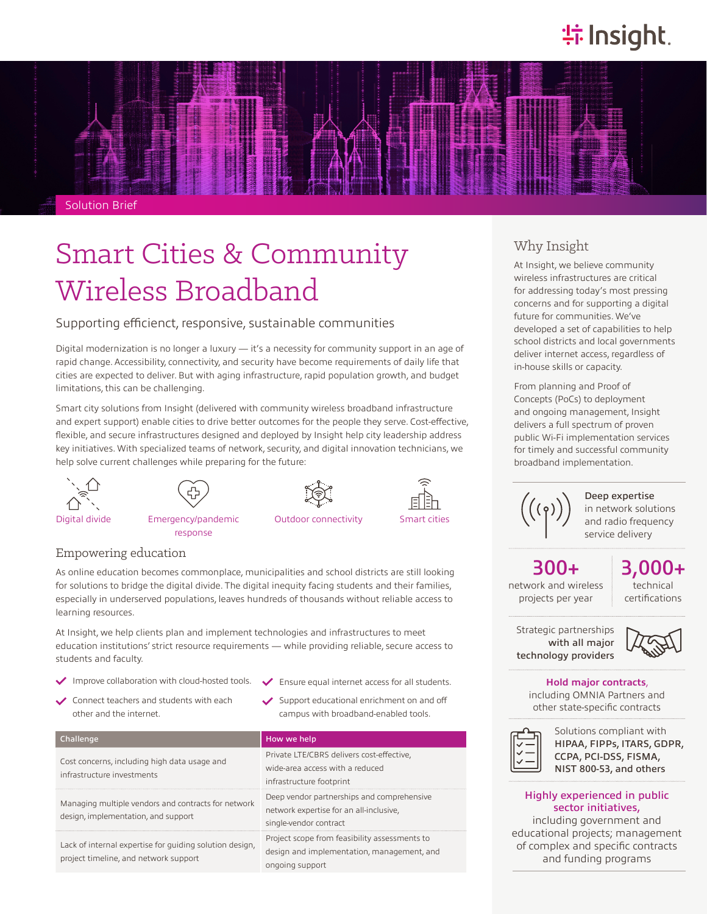Solution Brief

# Smart Cities & Community Wireless Broadband

## Supporting efficienct, responsive, sustainable communities

Digital modernization is no longer a luxury — it's a necessity for community support in an age of rapid change. Accessibility, connectivity, and security have become requirements of daily life that cities are expected to deliver. But with aging infrastructure, rapid population growth, and budget limitations, this can be challenging.

Smart city solutions from Insight (delivered with community wireless broadband infrastructure and expert support) enable cities to drive better outcomes for the people they serve. Cost-effective, flexible, and secure infrastructures designed and deployed by Insight help city leadership address key initiatives. With specialized teams of network, security, and digital innovation technicians, we help solve current challenges while preparing for the future:

- Digital divide
- Emergency/pandemic response
- Outdoor connectivity
- Smart cities

### Empowering education

As online education becomes commonplace, municipalities and school districts are still looking for solutions to bridge the digital divide. The digital inequity facing students and their families, especially in underserved populations, leaves hundreds of thousands without reliable access to learning resources.

At Insight, we help clients plan and implement technologies and infrastructures to meet education institutions' strict resource requirements — while providing reliable, secure access to students and faculty.

- ✓ Improve collaboration with cloud-hosted tools.
- ✓ Connect teachers and students with each other and the internet.
- ✓ Ensure equal internet access for all students.
- ✓ Support educational enrichment on and off campus with broadband-enabled tools.

| Challenge | How we help |
| --- | --- |
| Cost concerns, including high data usage and infrastructure investments | Private LTE/CBRS delivers cost-effective, wide-area access with a reduced infrastructure footprint |
| Managing multiple vendors and contracts for network design, implementation, and support | Deep vendor partnerships and comprehensive network expertise for an all-inclusive, single-vendor contract |
| Lack of internal expertise for guiding solution design, project timeline, and network support | Project scope from feasibility assessments to design and implementation, management, and ongoing support |

### Why Insight

At Insight, we believe community wireless infrastructures are critical for addressing today's most pressing concerns and for supporting a digital future for communities. We've developed a set of capabilities to help school districts and local governments deliver internet access, regardless of in-house skills or capacity.

From planning and Proof of Concepts (PoCs) to deployment and ongoing management, Insight delivers a full spectrum of proven public Wi-Fi implementation services for timely and successful community broadband implementation.

**Deep expertise** in network solutions and radio frequency service delivery

**300+** network and wireless projects per year

**3,000+** technical certifications

Strategic partnerships **with all major technology providers**

**Hold major contracts**, including OMNIA Partners and other state-specific contracts

Solutions compliant with **HIPAA, FIPPs, ITARS, GDPR, CCPA, PCI-DSS, FISMA, NIST 800-53, and others**

**Highly experienced in public sector initiatives,** including government and educational projects; management of complex and specific contracts and funding programs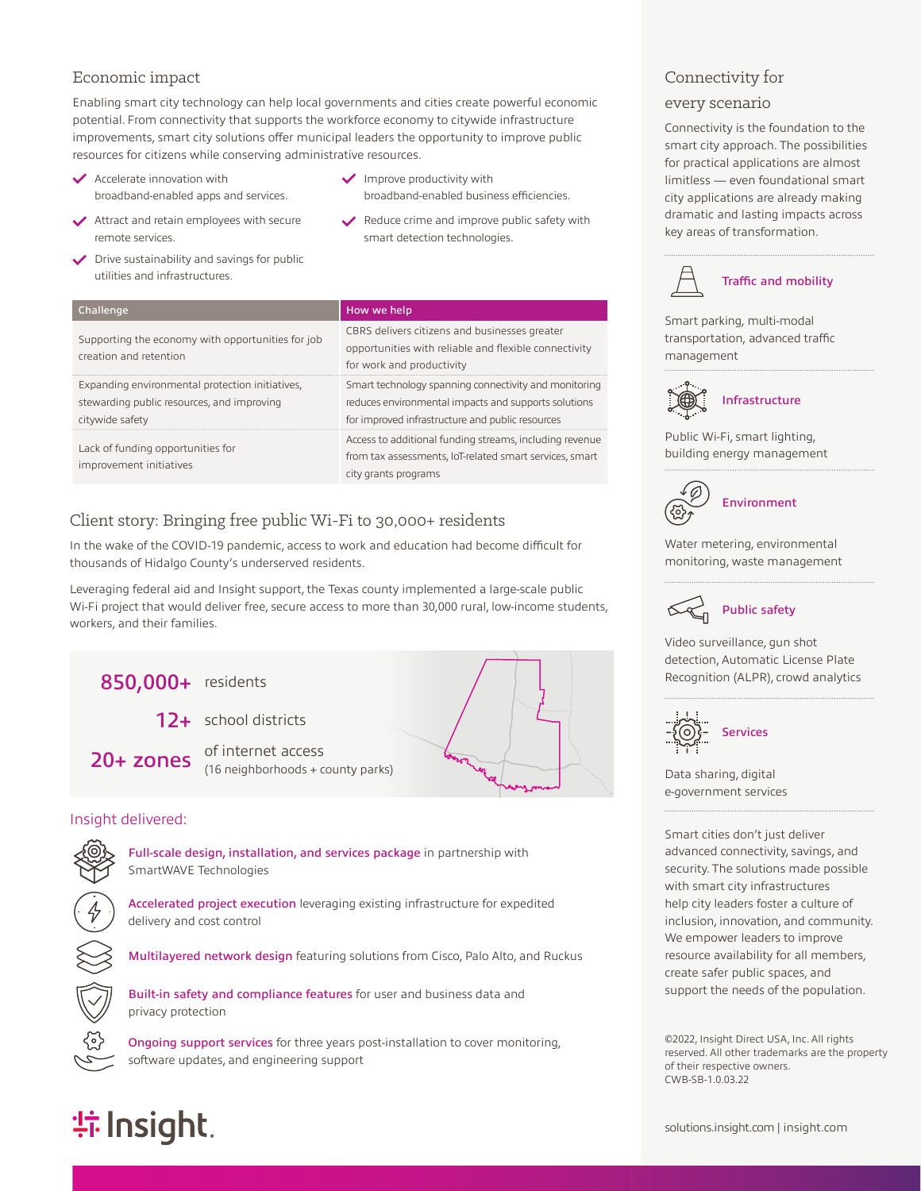## Economic impact

Enabling smart city technology can help local governments and cities create powerful economic potential. From connectivity that supports the workforce economy to citywide infrastructure improvements, smart city solutions offer municipal leaders the opportunity to improve public resources for citizens while conserving administrative resources.

- Accelerate innovation with broadband-enabled apps and services.
- Attract and retain employees with secure remote services.
- Drive sustainability and savings for public utilities and infrastructures.
- Improve productivity with broadband-enabled business efficiencies.
- Reduce crime and improve public safety with smart detection technologies.

| Challenge | How we help |
| --- | --- |
| Supporting the economy with opportunities for job creation and retention | CBRS delivers citizens and businesses greater opportunities with reliable and flexible connectivity for work and productivity |
| Expanding environmental protection initiatives, stewarding public resources, and improving citywide safety | Smart technology spanning connectivity and monitoring reduces environmental impacts and supports solutions for improved infrastructure and public resources |
| Lack of funding opportunities for improvement initiatives | Access to additional funding streams, including revenue from tax assessments, IoT-related smart services, smart city grants programs |

## Client story: Bringing free public Wi-Fi to 30,000+ residents

In the wake of the COVID-19 pandemic, access to work and education had become difficult for thousands of Hidalgo County's underserved residents.

Leveraging federal aid and Insight support, the Texas county implemented a large-scale public Wi-Fi project that would deliver free, secure access to more than 30,000 rural, low-income students, workers, and their families.

**850,000+** residents

**12+** school districts

**20+ zones** of internet access (16 neighborhoods + county parks)

### Insight delivered:

- **Full-scale design, installation, and services package** in partnership with SmartWAVE Technologies
- **Accelerated project execution** leveraging existing infrastructure for expedited delivery and cost control
- **Multilayered network design** featuring solutions from Cisco, Palo Alto, and Ruckus
- **Built-in safety and compliance features** for user and business data and privacy protection
- **Ongoing support services** for three years post-installation to cover monitoring, software updates, and engineering support

Insight.

## Connectivity for every scenario

Connectivity is the foundation to the smart city approach. The possibilities for practical applications are almost limitless — even foundational smart city applications are already making dramatic and lasting impacts across key areas of transformation.

### Traffic and mobility

Smart parking, multi-modal transportation, advanced traffic management

### Infrastructure

Public Wi-Fi, smart lighting, building energy management

### Environment

Water metering, environmental monitoring, waste management

### Public safety

Video surveillance, gun shot detection, Automatic License Plate Recognition (ALPR), crowd analytics

### Services

Data sharing, digital e-government services

Smart cities don't just deliver advanced connectivity, savings, and security. The solutions made possible with smart city infrastructures help city leaders foster a culture of inclusion, innovation, and community. We empower leaders to improve resource availability for all members, create safer public spaces, and support the needs of the population.

©2022, Insight Direct USA, Inc. All rights reserved. All other trademarks are the property of their respective owners. CWB-SB-1.0.03.22

solutions.insight.com | insight.com